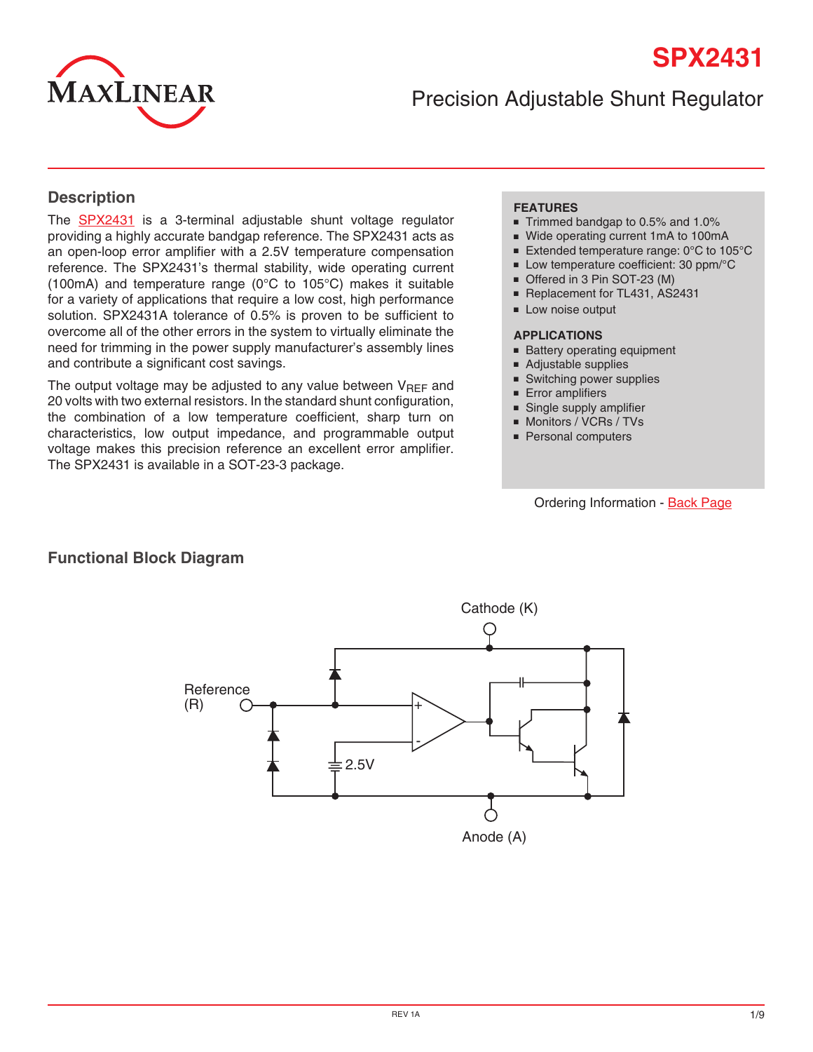# SPX2431

## Precision Adjustable Shunt Regulator

## Description

The SPX2431 is a 3-terminal adjustable shunt voltage regulator providing a highly accurate bandgap reference. The SPX2431 acts as an open-loop error amplifier with a 2.5V temperature compensation reference. The SPX2431's thermal stability, wide operating current (100mA) and temperature range (0°C to 105°C) makes it suitable for a variety of applications that require a low cost, high performance solution. SPX2431A tolerance of 0.5% is proven to be sufficient to overcome all of the other errors in the system to virtually eliminate the need for trimming in the power supply manufacturer's assembly lines and contribute a significant cost savings.

The output voltage may be adjusted to any value between $V_{REF}$ and 20 volts with two external resistors. In the standard shunt configuration, the combination of a low temperature coefficient, sharp turn on characteristics, low output impedance, and programmable output voltage makes this precision reference an excellent error amplifier. The SPX2431 is available in a SOT-23-3 package.

**FEATURES**

- Trimmed bandgap to 0.5% and 1.0%
- Wide operating current 1mA to 100mA
- Extended temperature range: 0°C to 105°C
- Low temperature coefficient: 30 ppm/°C
- Offered in 3 Pin SOT-23 (M)
- Replacement for TL431, AS2431
- Low noise output

**APPLICATIONS**

- Battery operating equipment
- Adjustable supplies
- Switching power supplies
- Error amplifiers
- Single supply amplifier
- Monitors / VCRs / TVs
- Personal computers

Ordering Information - Back Page

## Functional Block Diagram

Cathode (K)

Reference (R)

2.5V

Anode (A)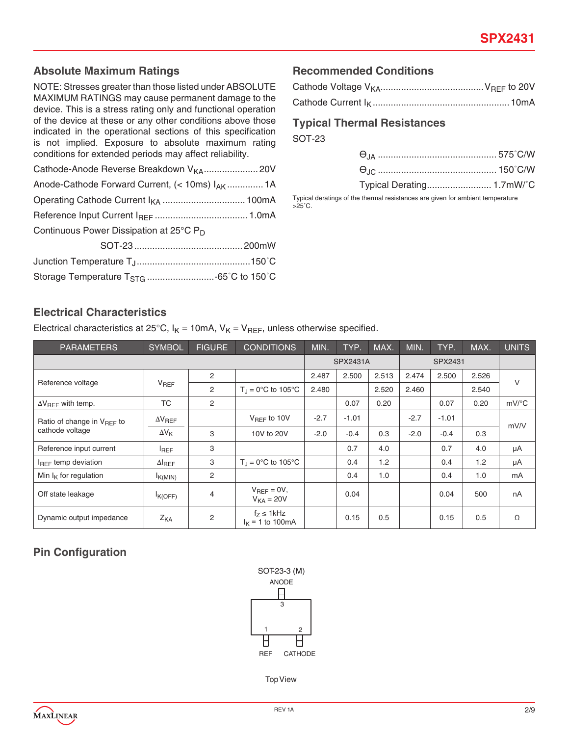## Absolute Maximum Ratings

NOTE: Stresses greater than those listed under ABSOLUTE MAXIMUM RATINGS may cause permanent damage to the device. This is a stress rating only and functional operation of the device at these or any other conditions above those indicated in the operational sections of this specification is not implied. Exposure to absolute maximum rating conditions for extended periods may affect reliability.

Cathode-Anode Reverse Breakdown $V_{KA}$ .................... 20V

Anode-Cathode Forward Current, (< 10ms) $I_{AK}$ .............. 1A

Operating Cathode Current $I_{KA}$ ................................ 100mA

Reference Input Current $I_{REF}$ .................................... 1.0mA

Continuous Power Dissipation at 25°C $P_D$

SOT-23 .......................................... 200mW

Junction Temperature $T_J$ ............................................150˚C

Storage Temperature $T_{STG}$ ..........................-65˚C to 150˚C

## Recommended Conditions

Cathode Voltage $V_{KA}$........................................$V_{REF}$ to 20V

Cathode Current $I_K$ ..................................................... 10mA

## Typical Thermal Resistances

SOT-23

$\Theta_{JA}$ ............................................. 575˚C/W

$\Theta_{JC}$ ............................................. 150˚C/W

Typical Derating......................... 1.7mW/˚C

Typical deratings of the thermal resistances are given for ambient temperature >25˚C.

## Electrical Characteristics

Electrical characteristics at 25°C, $I_K$ = 10mA, $V_K = V_{REF}$, unless otherwise specified.

| PARAMETERS | SYMBOL | FIGURE | CONDITIONS | MIN. | TYP. | MAX. | MIN. | TYP. | MAX. | UNITS |
|---|---|---|---|---|---|---|---|---|---|---|
| | | | | SPX2431A | | | SPX2431 | | | |
| Reference voltage | $V_{REF}$ | 2 | | 2.487 | 2.500 | 2.513 | 2.474 | 2.500 | 2.526 | V |
| | | 2 | $T_J$ = 0°C to 105°C | 2.480 | | 2.520 | 2.460 | | 2.540 | |
| $\Delta V_{REF}$ with temp. | TC | 2 | | | 0.07 | 0.20 | | 0.07 | 0.20 | mV/°C |
| Ratio of change in $V_{REF}$ to cathode voltage | $\Delta V_{REF}$ / $\Delta V_K$ | | $V_{REF}$ to 10V | -2.7 | -1.01 | | -2.7 | -1.01 | | mV/V |
| | | 3 | 10V to 20V | -2.0 | -0.4 | 0.3 | -2.0 | -0.4 | 0.3 | |
| Reference input current | $I_{REF}$ | 3 | | | 0.7 | 4.0 | | 0.7 | 4.0 | µA |
| $I_{REF}$ temp deviation | $\Delta I_{REF}$ | 3 | $T_J$ = 0°C to 105°C | | 0.4 | 1.2 | | 0.4 | 1.2 | µA |
| Min $I_K$ for regulation | $I_{K(MIN)}$ | 2 | | | 0.4 | 1.0 | | 0.4 | 1.0 | mA |
| Off state leakage | $I_{K(OFF)}$ | 4 | $V_{REF}$ = 0V, $V_{KA}$ = 20V | | 0.04 | | | 0.04 | 500 | nA |
| Dynamic output impedance | $Z_{KA}$ | 2 | $f_Z \leq$ 1kHz, $I_K$ = 1 to 100mA | | 0.15 | 0.5 | | 0.15 | 0.5 | Ω |

## Pin Configuration

SOT-23-3 (M)

ANODE (3)

REF (1) CATHODE (2)

Top View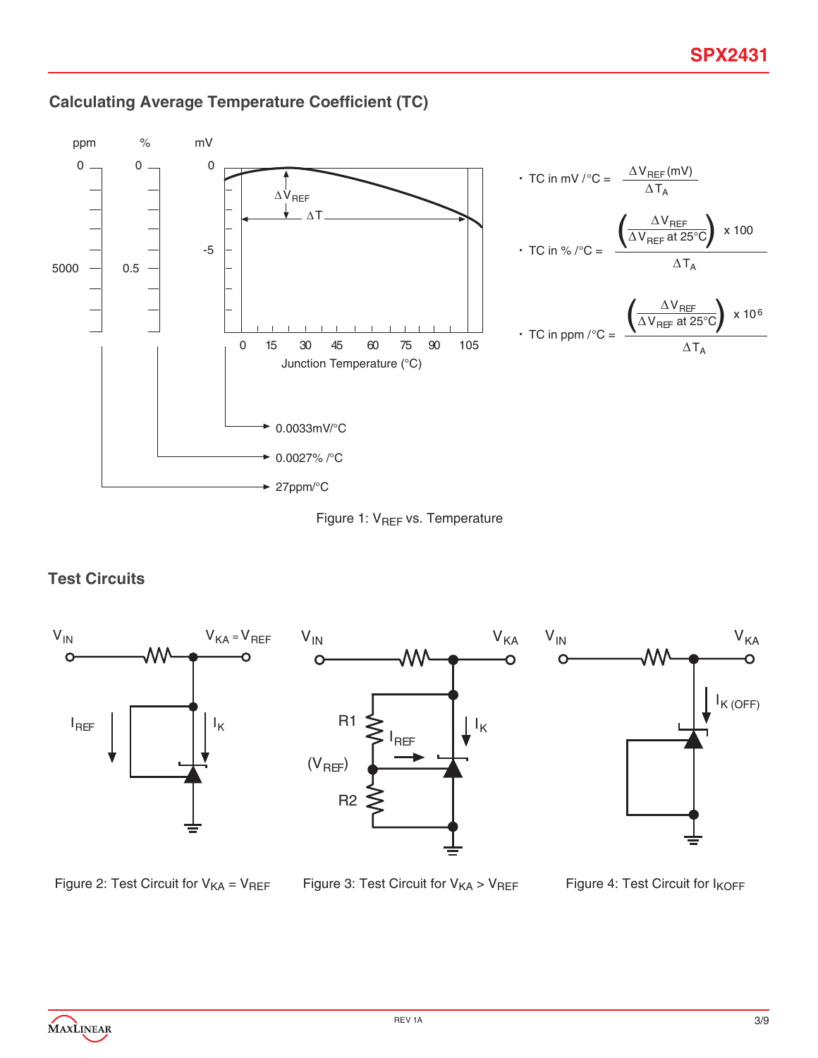## Calculating Average Temperature Coefficient (TC)

ppm % mV

0 0 0

-5

5000 0.5

0 15 30 45 60 75 90 105

Junction Temperature (°C)

$\Delta V_{REF}$

$\Delta T$

0.0033mV/°C

0.0027% /°C

27ppm/°C

- TC in mV /°C = $\dfrac{\Delta V_{REF}\,(mV)}{\Delta T_A}$

- TC in % /°C = $\dfrac{\left(\dfrac{\Delta V_{REF}}{\Delta V_{REF} \text{ at } 25°C}\right) \times 100}{\Delta T_A}$

- TC in ppm /°C = $\dfrac{\left(\dfrac{\Delta V_{REF}}{\Delta V_{REF} \text{ at } 25°C}\right) \times 10^6}{\Delta T_A}$

Figure 1: $V_{REF}$ vs. Temperature

## Test Circuits

Figure 2: Test Circuit for $V_{KA} = V_{REF}$

Figure 3: Test Circuit for $V_{KA} > V_{REF}$

Figure 4: Test Circuit for $I_{KOFF}$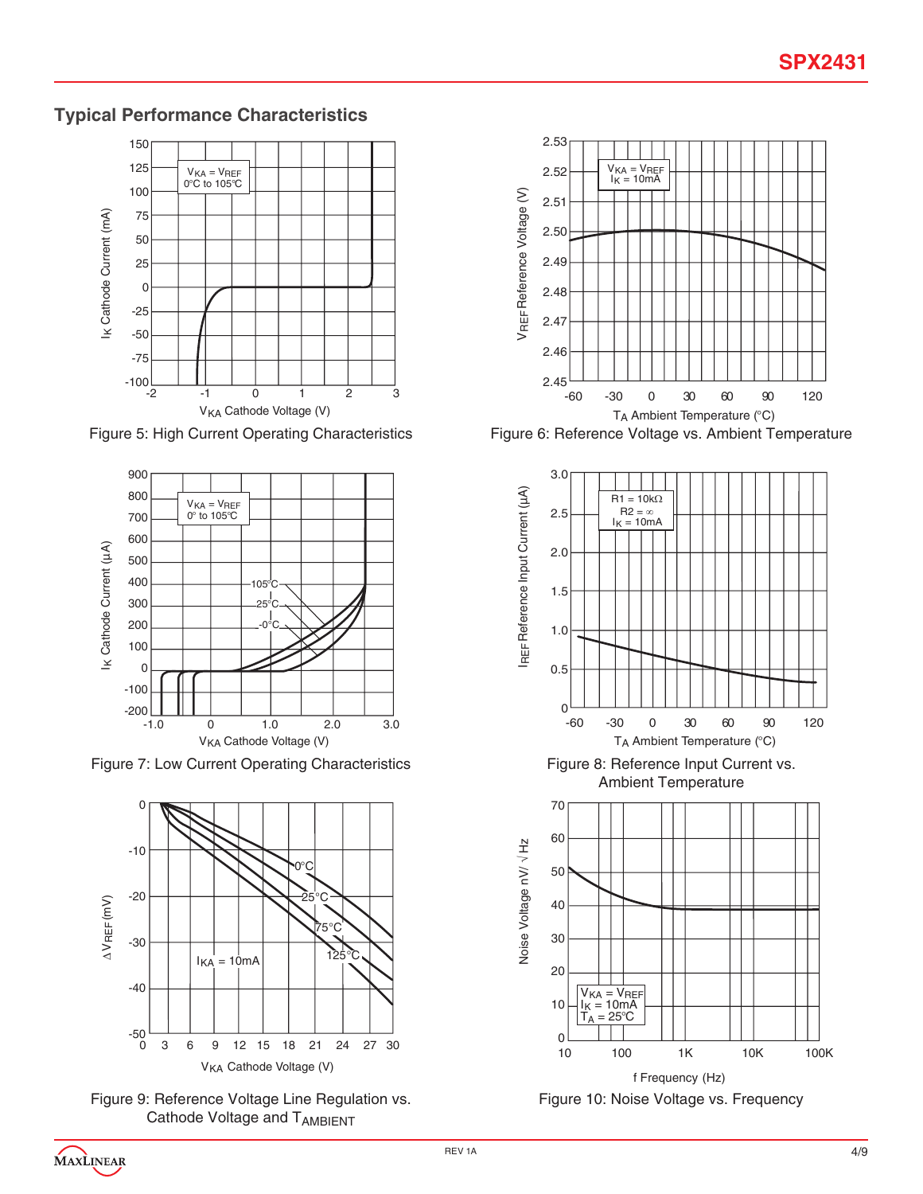## Typical Performance Characteristics

Figure 5: High Current Operating Characteristics

Figure 6: Reference Voltage vs. Ambient Temperature

Figure 7: Low Current Operating Characteristics

Figure 8: Reference Input Current vs. Ambient Temperature

Figure 9: Reference Voltage Line Regulation vs. Cathode Voltage and $T_{AMBIENT}$

Figure 10: Noise Voltage vs. Frequency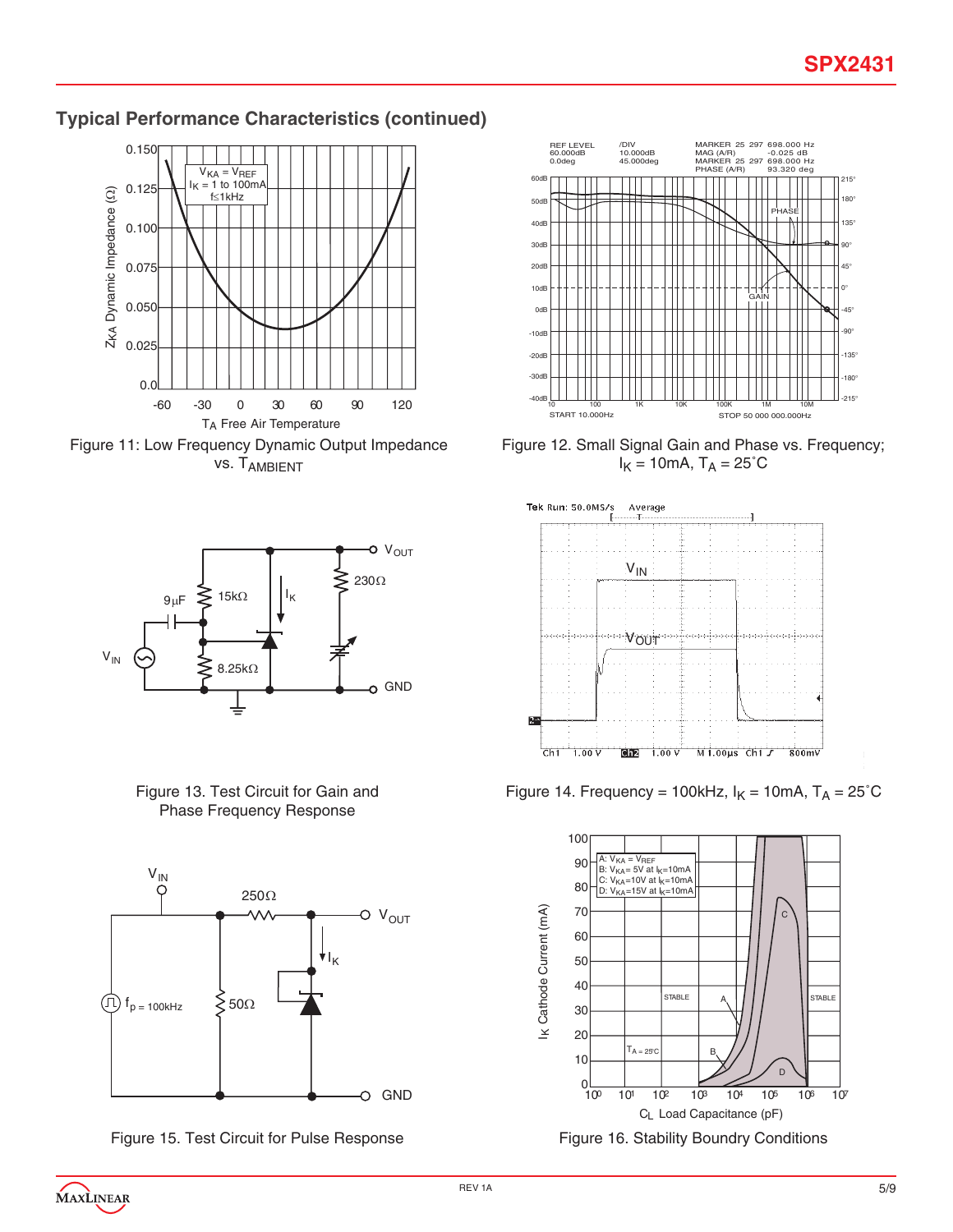## Typical Performance Characteristics (continued)

Figure 11: Low Frequency Dynamic Output Impedance vs. $T_{AMBIENT}$

Figure 12. Small Signal Gain and Phase vs. Frequency; $I_K$ = 10mA, $T_A$ = 25˚C

Figure 13. Test Circuit for Gain and Phase Frequency Response

Figure 14. Frequency = 100kHz, $I_K$ = 10mA, $T_A$ = 25˚C

Figure 15. Test Circuit for Pulse Response

Figure 16. Stability Boundry Conditions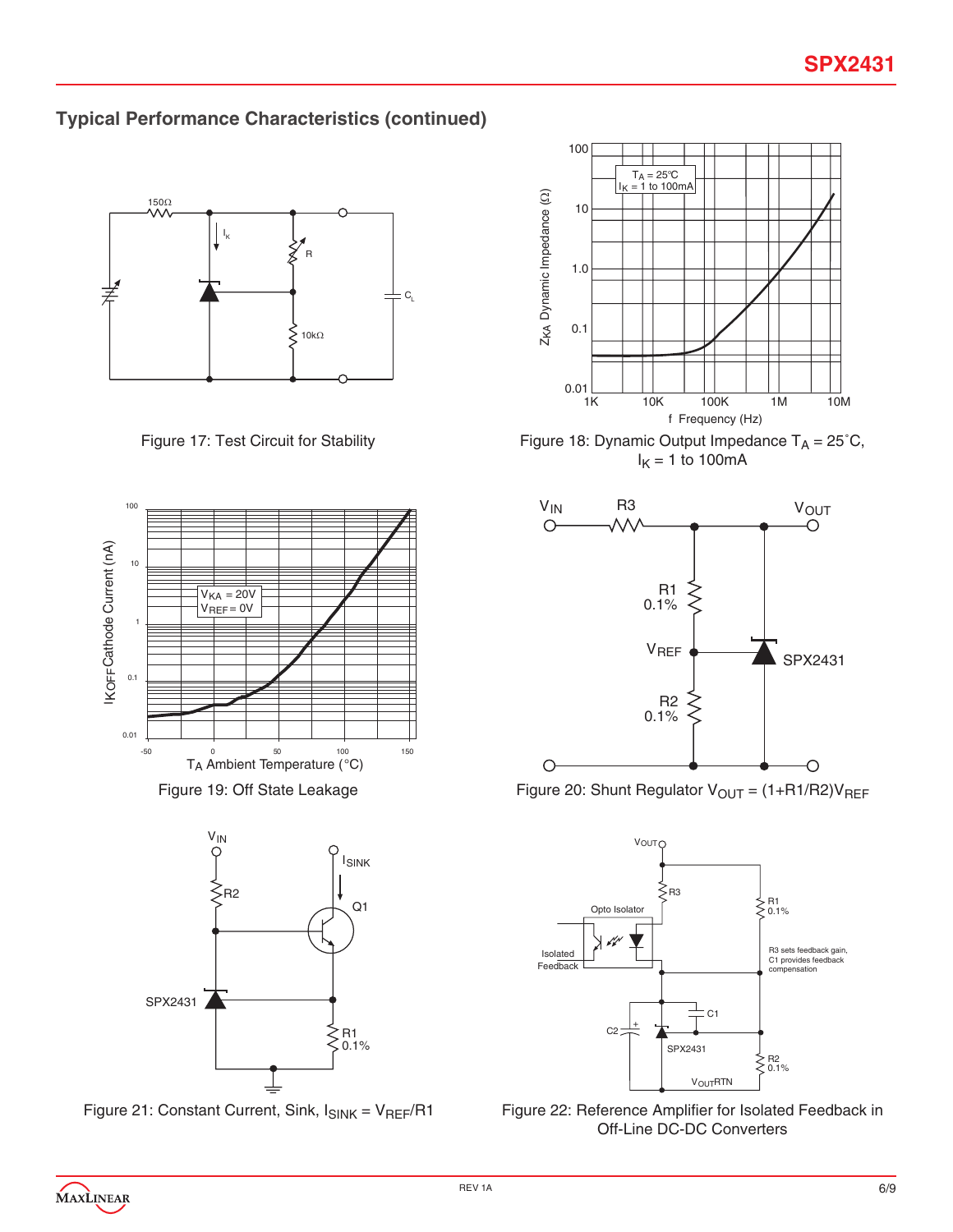## Typical Performance Characteristics (continued)

Figure 17: Test Circuit for Stability

Figure 18: Dynamic Output Impedance $T_A = 25^\circ C$, $I_K = 1$ to $100mA$

Figure 19: Off State Leakage

Figure 20: Shunt Regulator $V_{OUT} = (1+R1/R2)V_{REF}$

Figure 21: Constant Current, Sink, $I_{SINK} = V_{REF}/R1$

Figure 22: Reference Amplifier for Isolated Feedback in Off-Line DC-DC Converters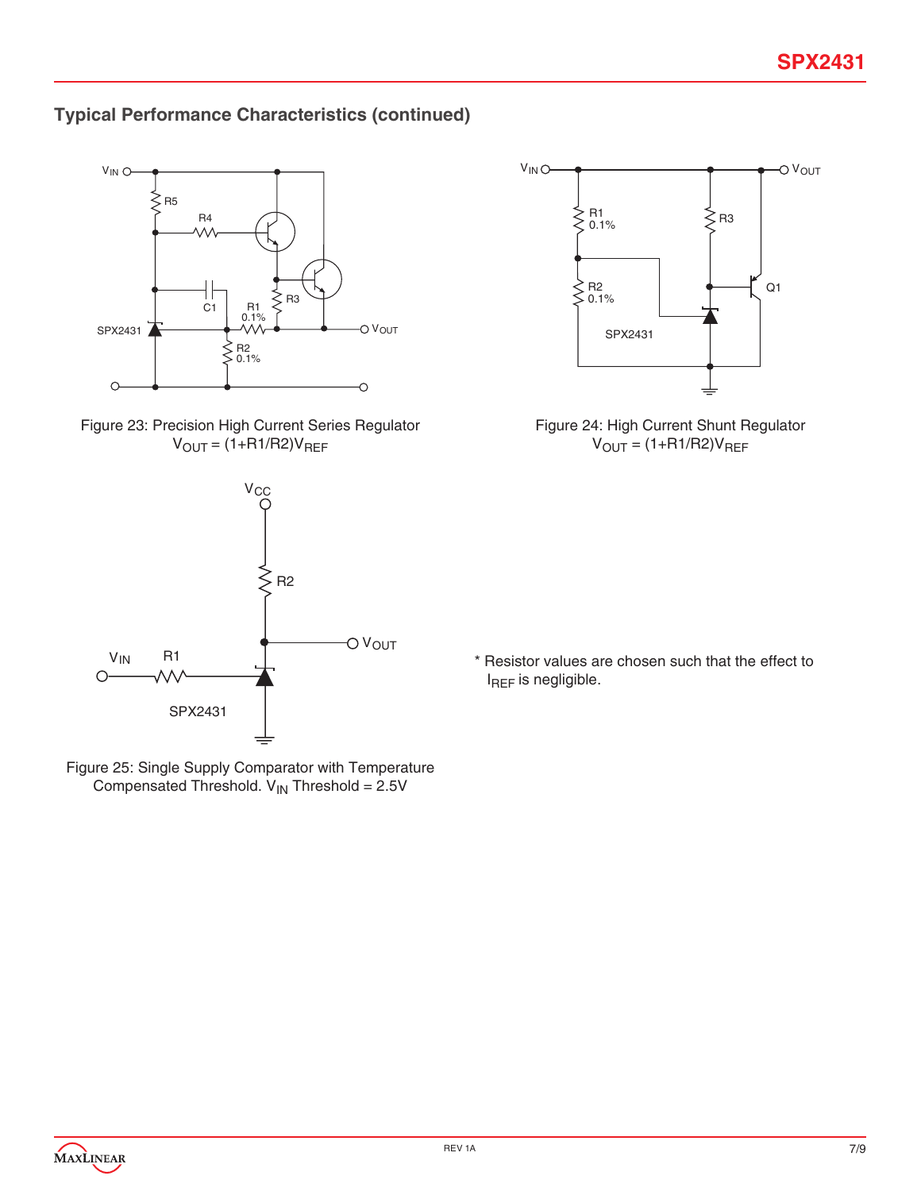## Typical Performance Characteristics (continued)

Figure 23: Precision High Current Series Regulator
$V_{OUT} = (1+R1/R2)V_{REF}$

Figure 24: High Current Shunt Regulator
$V_{OUT} = (1+R1/R2)V_{REF}$

Figure 25: Single Supply Comparator with Temperature Compensated Threshold. $V_{IN}$ Threshold = 2.5V

* Resistor values are chosen such that the effect to $I_{REF}$ is negligible.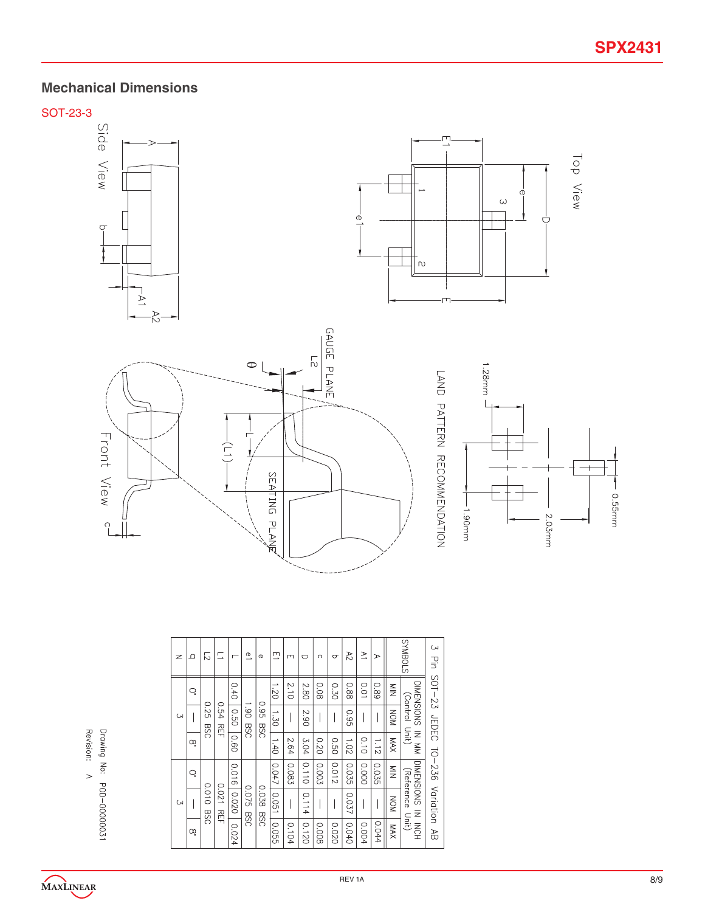## Mechanical Dimensions

### SOT-23-3

Top View

Side View

Front View

GAUGE PLANE

SEATING PLANE

LAND PATTERN RECOMMENDATION

1.28mm

0.55mm

1.90mm

2.03mm

3 Pin SOT-23 JEDEC TO-236 Variation AB

| SYMBOLS | DIMENSIONS IN MM (Control Unit) | | | DIMENSIONS IN INCH (Reference Unit) | | |
|---|---|---|---|---|---|---|
| | MIN | NOM | MAX | MIN | NOM | MAX |
| A | 0.89 | — | 1.12 | 0.035 | — | 0.044 |
| A1 | 0.01 | — | 0.10 | 0.000 | — | 0.004 |
| A2 | 0.88 | 0.95 | 1.02 | 0.035 | 0.037 | 0.040 |
| b | 0.30 | — | 0.50 | 0.012 | — | 0.020 |
| c | 0.08 | — | 0.20 | 0.003 | — | 0.008 |
| D | 2.80 | 2.90 | 3.04 | 0.110 | 0.114 | 0.120 |
| E | 2.10 | — | 2.64 | 0.083 | — | 0.104 |
| E1 | 1.20 | 1.30 | 1.40 | 0.047 | 0.051 | 0.055 |
| e | | 0.95 BSC | | | 0.038 BSC | |
| e1 | | 1.90 BSC | | | 0.075 BSC | |
| L | 0.40 | 0.50 | 0.60 | 0.016 | 0.020 | 0.024 |
| L1 | | 0.54 REF | | | 0.021 REF | |
| L2 | | 0.25 BSC | | | 0.010 BSC | |
| θ | 0° | — | 8° | 0° | — | 8° |
| N | | 3 | | | 3 | |

Drawing No: POD-00000031

Revision: A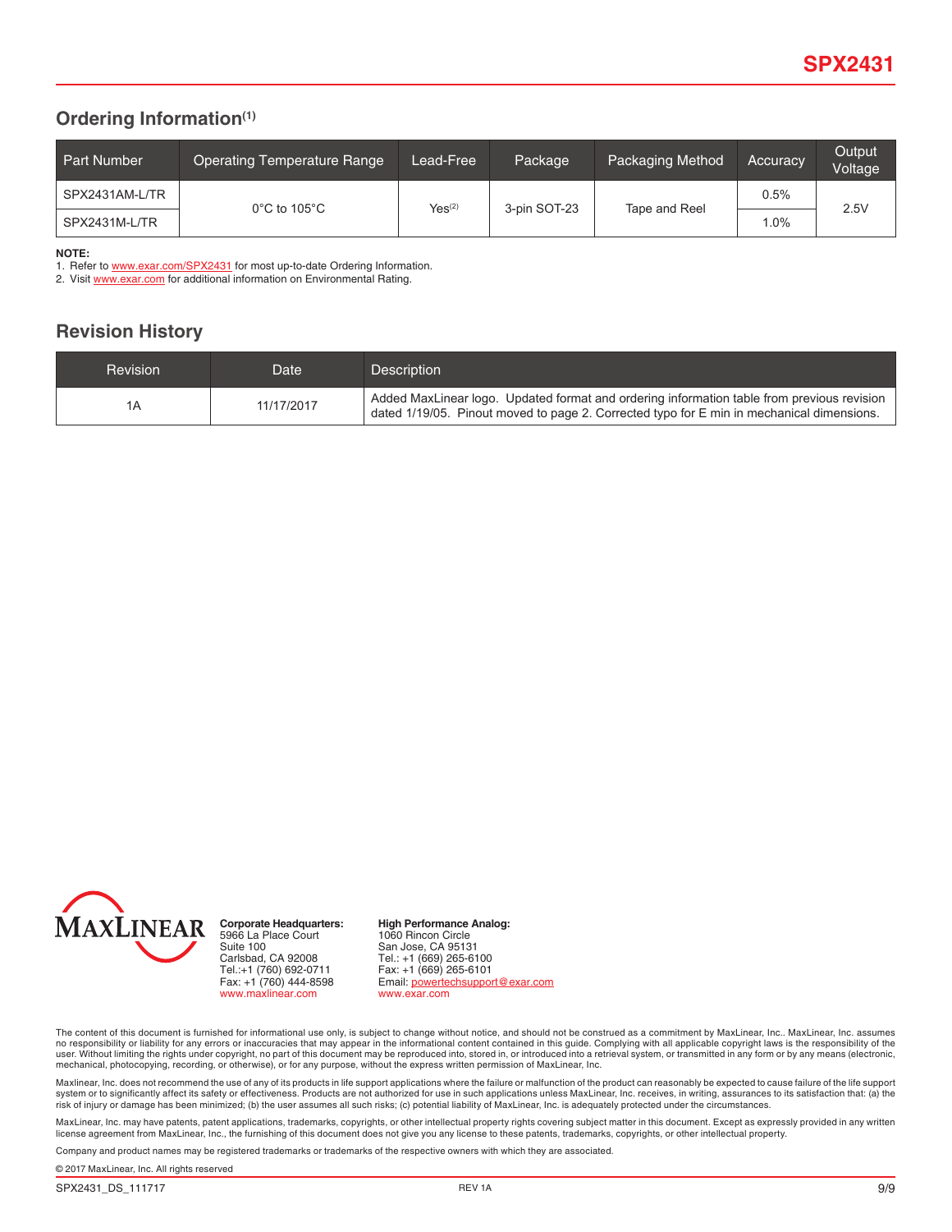## Ordering Information[1]

| Part Number | Operating Temperature Range | Lead-Free | Package | Packaging Method | Accuracy | Output Voltage |
|---|---|---|---|---|---|---|
| SPX2431AM-L/TR | 0°C to 105°C | Yes[2] | 3-pin SOT-23 | Tape and Reel | 0.5% | 2.5V |
| SPX2431M-L/TR | | | | | 1.0% | |

**NOTE:**
1. Refer to www.exar.com/SPX2431 for most up-to-date Ordering Information.
2. Visit www.exar.com for additional information on Environmental Rating.

## Revision History

| Revision | Date | Description |
|---|---|---|
| 1A | 11/17/2017 | Added MaxLinear logo. Updated format and ordering information table from previous revision dated 1/19/05. Pinout moved to page 2. Corrected typo for E min in mechanical dimensions. |

MAXLINEAR

**Corporate Headquarters:**
5966 La Place Court
Suite 100
Carlsbad, CA 92008
Tel.:+1 (760) 692-0711
Fax: +1 (760) 444-8598
www.maxlinear.com

**High Performance Analog:**
1060 Rincon Circle
San Jose, CA 95131
Tel.: +1 (669) 265-6100
Fax: +1 (669) 265-6101
Email: powertechsupport@exar.com
www.exar.com

The content of this document is furnished for informational use only, is subject to change without notice, and should not be construed as a commitment by MaxLinear, Inc.. MaxLinear, Inc. assumes no responsibility or liability for any errors or inaccuracies that may appear in the informational content contained in this guide. Complying with all applicable copyright laws is the responsibility of the user. Without limiting the rights under copyright, no part of this document may be reproduced into, stored in, or introduced into a retrieval system, or transmitted in any form or by any means (electronic, mechanical, photocopying, recording, or otherwise), or for any purpose, without the express written permission of MaxLinear, Inc.

Maxlinear, Inc. does not recommend the use of any of its products in life support applications where the failure or malfunction of the product can reasonably be expected to cause failure of the life support system or to significantly affect its safety or effectiveness. Products are not authorized for use in such applications unless MaxLinear, Inc. receives, in writing, assurances to its satisfaction that: (a) the risk of injury or damage has been minimized; (b) the user assumes all such risks; (c) potential liability of MaxLinear, Inc. is adequately protected under the circumstances.

MaxLinear, Inc. may have patents, patent applications, trademarks, copyrights, or other intellectual property rights covering subject matter in this document. Except as expressly provided in any written license agreement from MaxLinear, Inc., the furnishing of this document does not give you any license to these patents, trademarks, copyrights, or other intellectual property.

Company and product names may be registered trademarks or trademarks of the respective owners with which they are associated.

© 2017 MaxLinear, Inc. All rights reserved

SPX2431_DS_111717 REV 1A